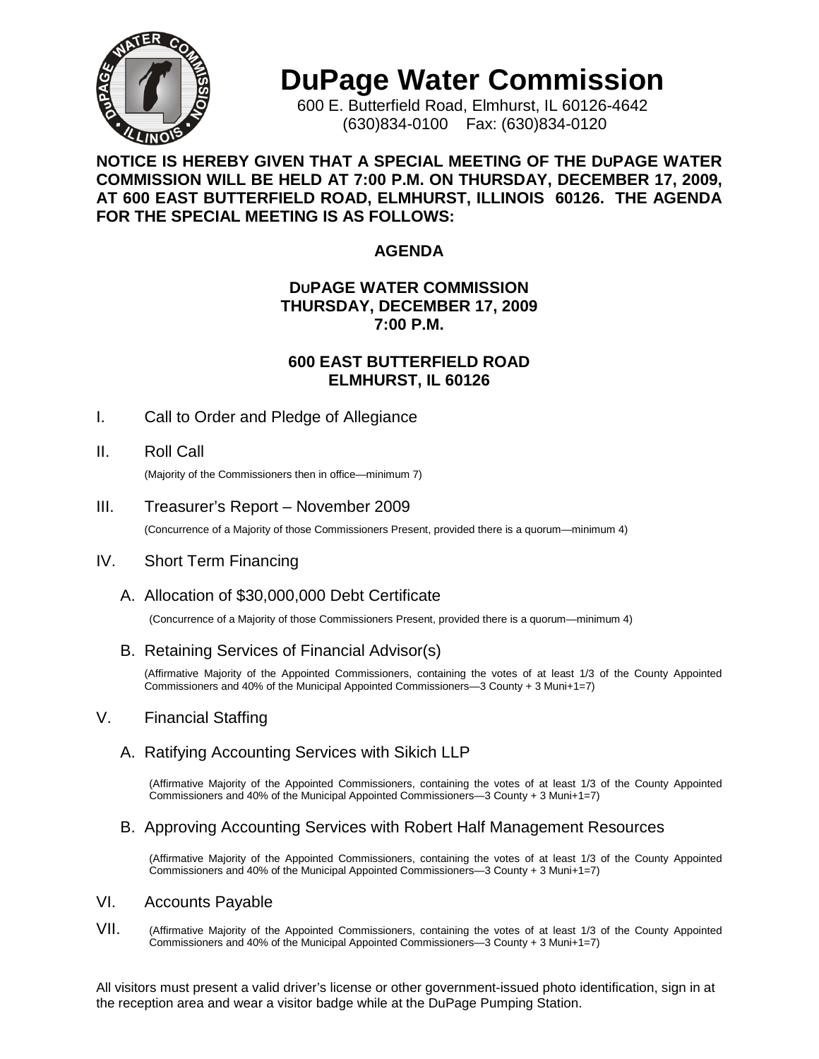# DuPage Water Commission

600 E. Butterfield Road, Elmhurst, IL 60126-4642
(630)834-0100 Fax: (630)834-0120

**NOTICE IS HEREBY GIVEN THAT A SPECIAL MEETING OF THE DUPAGE WATER COMMISSION WILL BE HELD AT 7:00 P.M. ON THURSDAY, DECEMBER 17, 2009, AT 600 EAST BUTTERFIELD ROAD, ELMHURST, ILLINOIS 60126. THE AGENDA FOR THE SPECIAL MEETING IS AS FOLLOWS:**

## AGENDA

**DUPAGE WATER COMMISSION**
**THURSDAY, DECEMBER 17, 2009**
**7:00 P.M.**

**600 EAST BUTTERFIELD ROAD**
**ELMHURST, IL 60126**

I. Call to Order and Pledge of Allegiance

II. Roll Call

(Majority of the Commissioners then in office—minimum 7)

III. Treasurer's Report – November 2009

(Concurrence of a Majority of those Commissioners Present, provided there is a quorum—minimum 4)

IV. Short Term Financing

A. Allocation of $30,000,000 Debt Certificate

(Concurrence of a Majority of those Commissioners Present, provided there is a quorum—minimum 4)

B. Retaining Services of Financial Advisor(s)

(Affirmative Majority of the Appointed Commissioners, containing the votes of at least 1/3 of the County Appointed Commissioners and 40% of the Municipal Appointed Commissioners—3 County + 3 Muni+1=7)

V. Financial Staffing

A. Ratifying Accounting Services with Sikich LLP

(Affirmative Majority of the Appointed Commissioners, containing the votes of at least 1/3 of the County Appointed Commissioners and 40% of the Municipal Appointed Commissioners—3 County + 3 Muni+1=7)

B. Approving Accounting Services with Robert Half Management Resources

(Affirmative Majority of the Appointed Commissioners, containing the votes of at least 1/3 of the County Appointed Commissioners and 40% of the Municipal Appointed Commissioners—3 County + 3 Muni+1=7)

VI. Accounts Payable

VII. (Affirmative Majority of the Appointed Commissioners, containing the votes of at least 1/3 of the County Appointed Commissioners and 40% of the Municipal Appointed Commissioners—3 County + 3 Muni+1=7)

All visitors must present a valid driver's license or other government-issued photo identification, sign in at the reception area and wear a visitor badge while at the DuPage Pumping Station.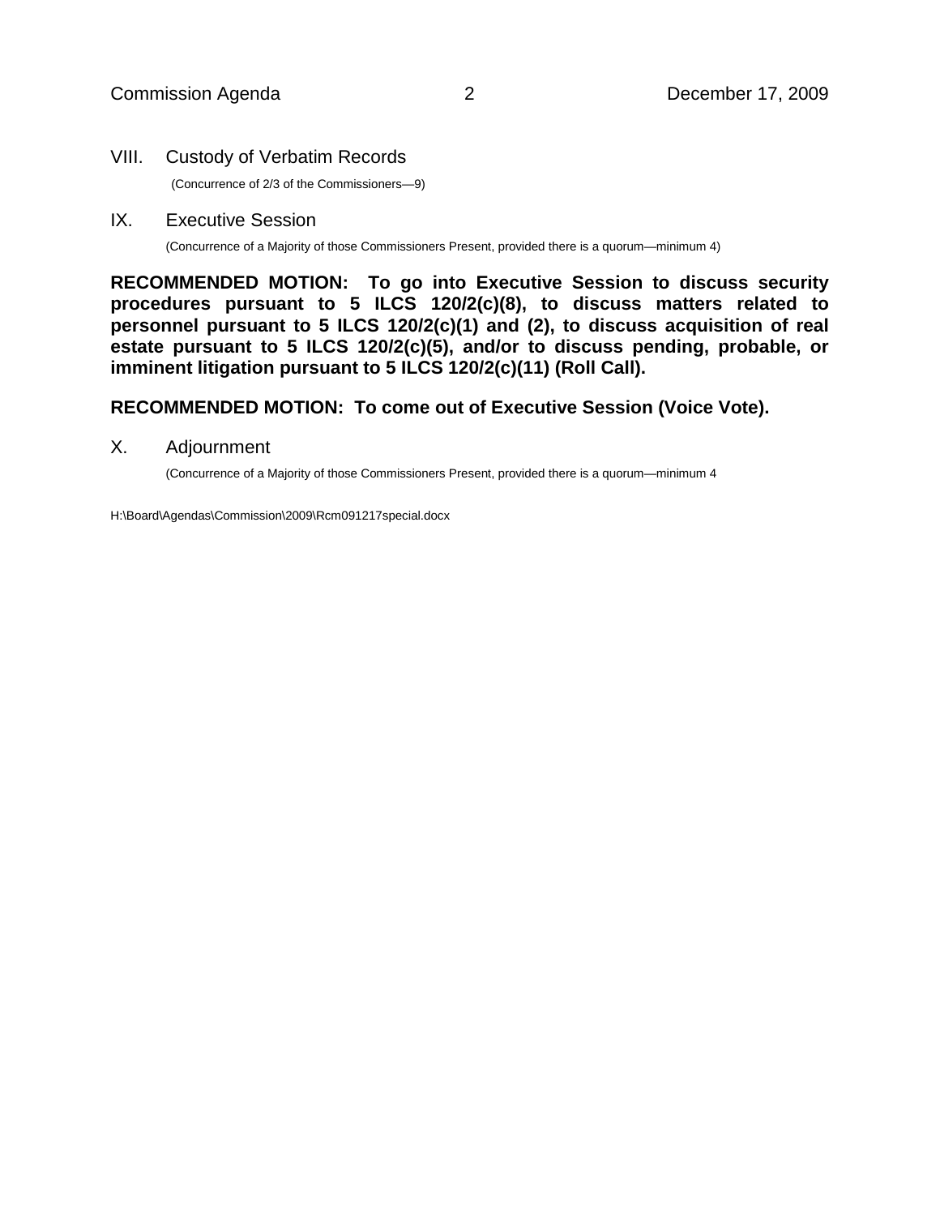VIII. Custody of Verbatim Records

(Concurrence of 2/3 of the Commissioners—9)

IX. Executive Session

(Concurrence of a Majority of those Commissioners Present, provided there is a quorum—minimum 4)

**RECOMMENDED MOTION: To go into Executive Session to discuss security procedures pursuant to 5 ILCS 120/2(c)(8), to discuss matters related to personnel pursuant to 5 ILCS 120/2(c)(1) and (2), to discuss acquisition of real estate pursuant to 5 ILCS 120/2(c)(5), and/or to discuss pending, probable, or imminent litigation pursuant to 5 ILCS 120/2(c)(11) (Roll Call).**

**RECOMMENDED MOTION: To come out of Executive Session (Voice Vote).**

X. Adjournment

(Concurrence of a Majority of those Commissioners Present, provided there is a quorum—minimum 4

H:\Board\Agendas\Commission\2009\Rcm091217special.docx